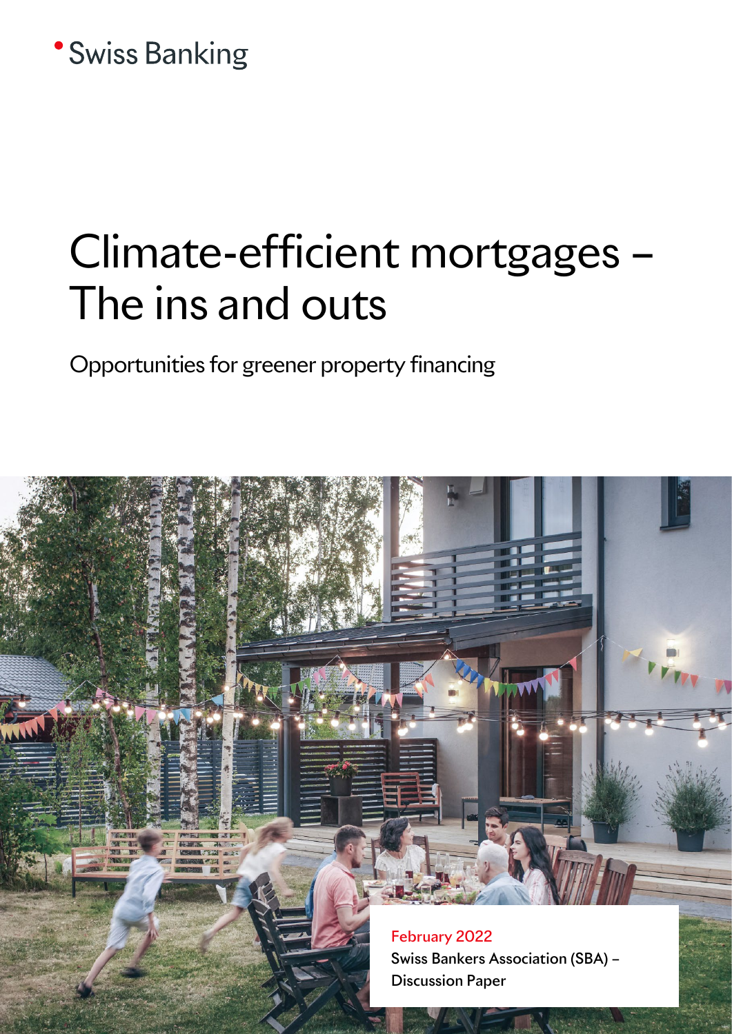Swiss Banking

# Climate-efficient mortgages – The ins and outs

Opportunities for greener property financing

February 2022

Swiss Bankers Association (SBA) – Discussion Paper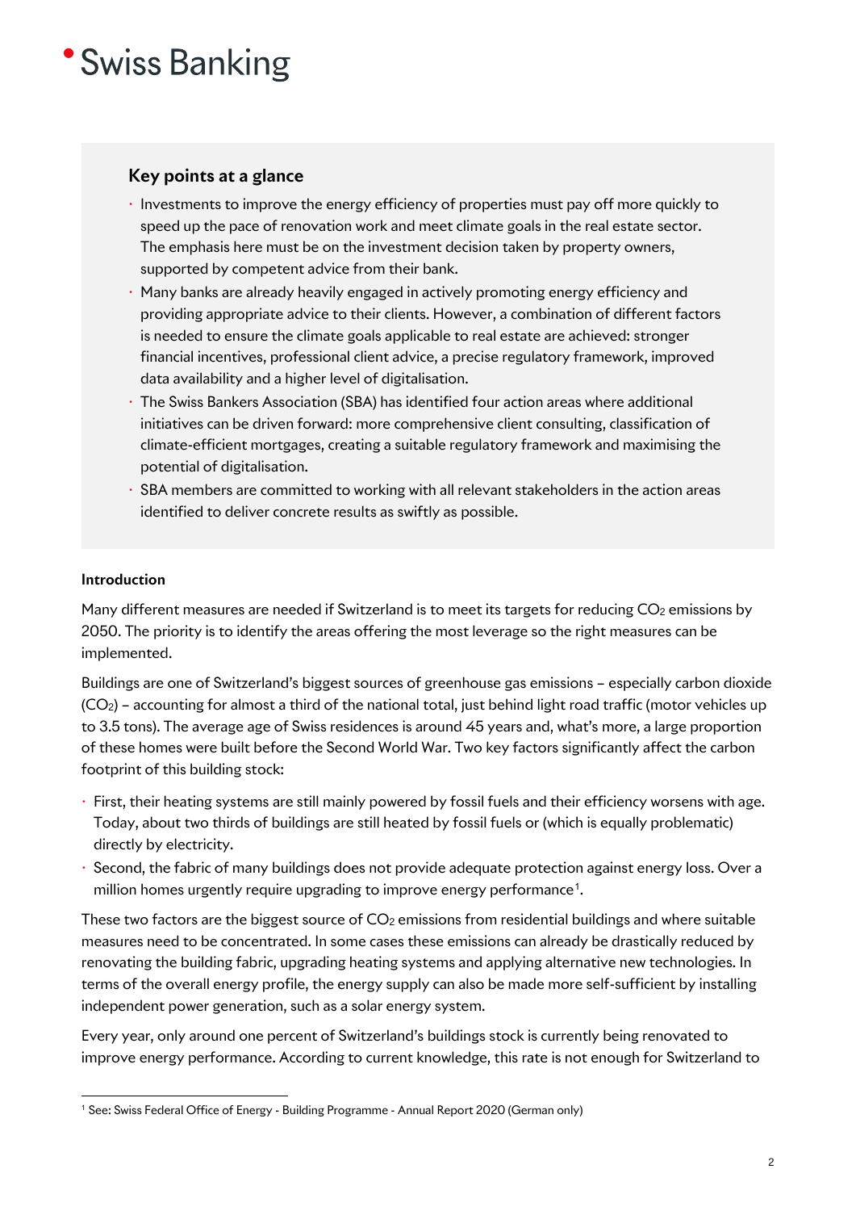## Key points at a glance

- Investments to improve the energy efficiency of properties must pay off more quickly to speed up the pace of renovation work and meet climate goals in the real estate sector. The emphasis here must be on the investment decision taken by property owners, supported by competent advice from their bank.
- Many banks are already heavily engaged in actively promoting energy efficiency and providing appropriate advice to their clients. However, a combination of different factors is needed to ensure the climate goals applicable to real estate are achieved: stronger financial incentives, professional client advice, a precise regulatory framework, improved data availability and a higher level of digitalisation.
- The Swiss Bankers Association (SBA) has identified four action areas where additional initiatives can be driven forward: more comprehensive client consulting, classification of climate-efficient mortgages, creating a suitable regulatory framework and maximising the potential of digitalisation.
- SBA members are committed to working with all relevant stakeholders in the action areas identified to deliver concrete results as swiftly as possible.

**Introduction**

Many different measures are needed if Switzerland is to meet its targets for reducing $CO_2$ emissions by 2050. The priority is to identify the areas offering the most leverage so the right measures can be implemented.

Buildings are one of Switzerland's biggest sources of greenhouse gas emissions – especially carbon dioxide ($CO_2$) – accounting for almost a third of the national total, just behind light road traffic (motor vehicles up to 3.5 tons). The average age of Swiss residences is around 45 years and, what's more, a large proportion of these homes were built before the Second World War. Two key factors significantly affect the carbon footprint of this building stock:

- First, their heating systems are still mainly powered by fossil fuels and their efficiency worsens with age. Today, about two thirds of buildings are still heated by fossil fuels or (which is equally problematic) directly by electricity.
- Second, the fabric of many buildings does not provide adequate protection against energy loss. Over a million homes urgently require upgrading to improve energy performance[1].

These two factors are the biggest source of $CO_2$ emissions from residential buildings and where suitable measures need to be concentrated. In some cases these emissions can already be drastically reduced by renovating the building fabric, upgrading heating systems and applying alternative new technologies. In terms of the overall energy profile, the energy supply can also be made more self-sufficient by installing independent power generation, such as a solar energy system.

Every year, only around one percent of Switzerland's buildings stock is currently being renovated to improve energy performance. According to current knowledge, this rate is not enough for Switzerland to

[1] See: Swiss Federal Office of Energy - Building Programme - Annual Report 2020 (German only)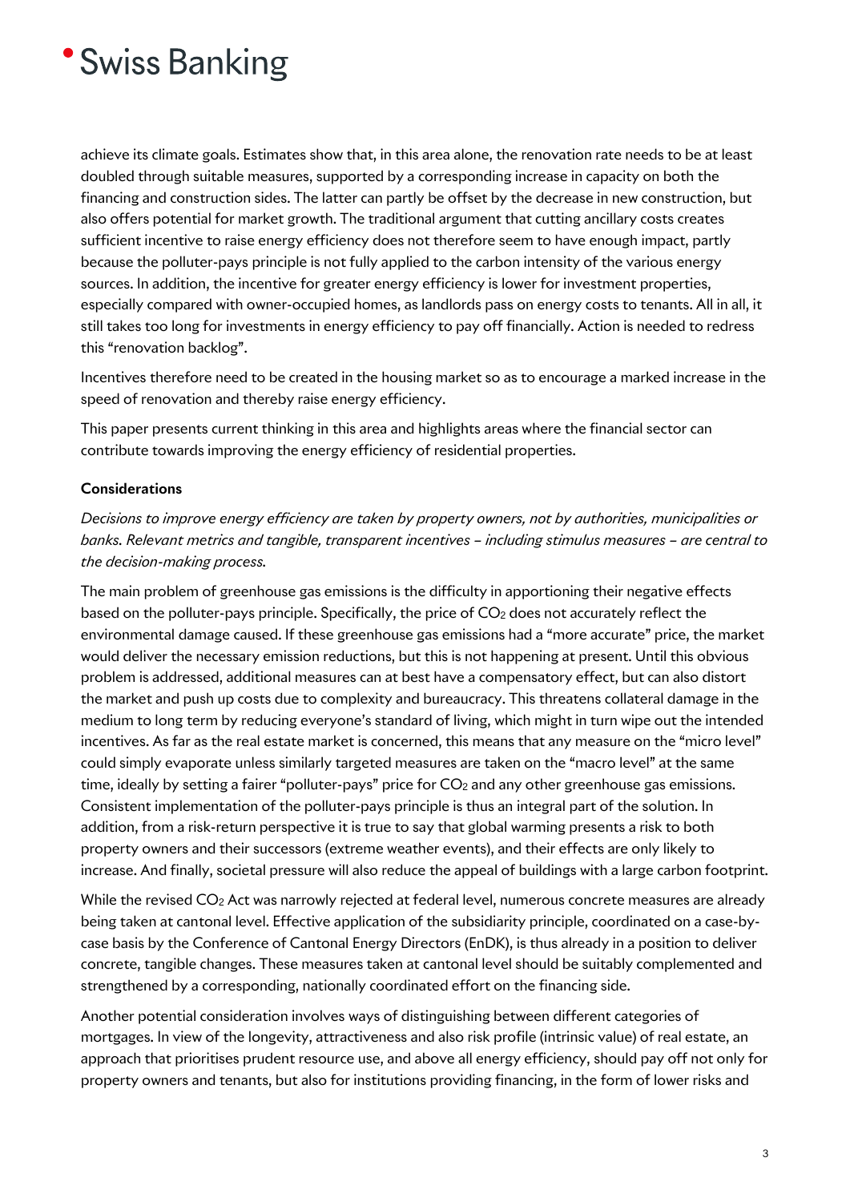achieve its climate goals. Estimates show that, in this area alone, the renovation rate needs to be at least doubled through suitable measures, supported by a corresponding increase in capacity on both the financing and construction sides. The latter can partly be offset by the decrease in new construction, but also offers potential for market growth. The traditional argument that cutting ancillary costs creates sufficient incentive to raise energy efficiency does not therefore seem to have enough impact, partly because the polluter-pays principle is not fully applied to the carbon intensity of the various energy sources. In addition, the incentive for greater energy efficiency is lower for investment properties, especially compared with owner-occupied homes, as landlords pass on energy costs to tenants. All in all, it still takes too long for investments in energy efficiency to pay off financially. Action is needed to redress this "renovation backlog".

Incentives therefore need to be created in the housing market so as to encourage a marked increase in the speed of renovation and thereby raise energy efficiency.

This paper presents current thinking in this area and highlights areas where the financial sector can contribute towards improving the energy efficiency of residential properties.

**Considerations**

*Decisions to improve energy efficiency are taken by property owners, not by authorities, municipalities or banks. Relevant metrics and tangible, transparent incentives – including stimulus measures – are central to the decision-making process.*

The main problem of greenhouse gas emissions is the difficulty in apportioning their negative effects based on the polluter-pays principle. Specifically, the price of $CO_2$ does not accurately reflect the environmental damage caused. If these greenhouse gas emissions had a "more accurate" price, the market would deliver the necessary emission reductions, but this is not happening at present. Until this obvious problem is addressed, additional measures can at best have a compensatory effect, but can also distort the market and push up costs due to complexity and bureaucracy. This threatens collateral damage in the medium to long term by reducing everyone's standard of living, which might in turn wipe out the intended incentives. As far as the real estate market is concerned, this means that any measure on the "micro level" could simply evaporate unless similarly targeted measures are taken on the "macro level" at the same time, ideally by setting a fairer "polluter-pays" price for $CO_2$ and any other greenhouse gas emissions. Consistent implementation of the polluter-pays principle is thus an integral part of the solution. In addition, from a risk-return perspective it is true to say that global warming presents a risk to both property owners and their successors (extreme weather events), and their effects are only likely to increase. And finally, societal pressure will also reduce the appeal of buildings with a large carbon footprint.

While the revised $CO_2$ Act was narrowly rejected at federal level, numerous concrete measures are already being taken at cantonal level. Effective application of the subsidiarity principle, coordinated on a case-by-case basis by the Conference of Cantonal Energy Directors (EnDK), is thus already in a position to deliver concrete, tangible changes. These measures taken at cantonal level should be suitably complemented and strengthened by a corresponding, nationally coordinated effort on the financing side.

Another potential consideration involves ways of distinguishing between different categories of mortgages. In view of the longevity, attractiveness and also risk profile (intrinsic value) of real estate, an approach that prioritises prudent resource use, and above all energy efficiency, should pay off not only for property owners and tenants, but also for institutions providing financing, in the form of lower risks and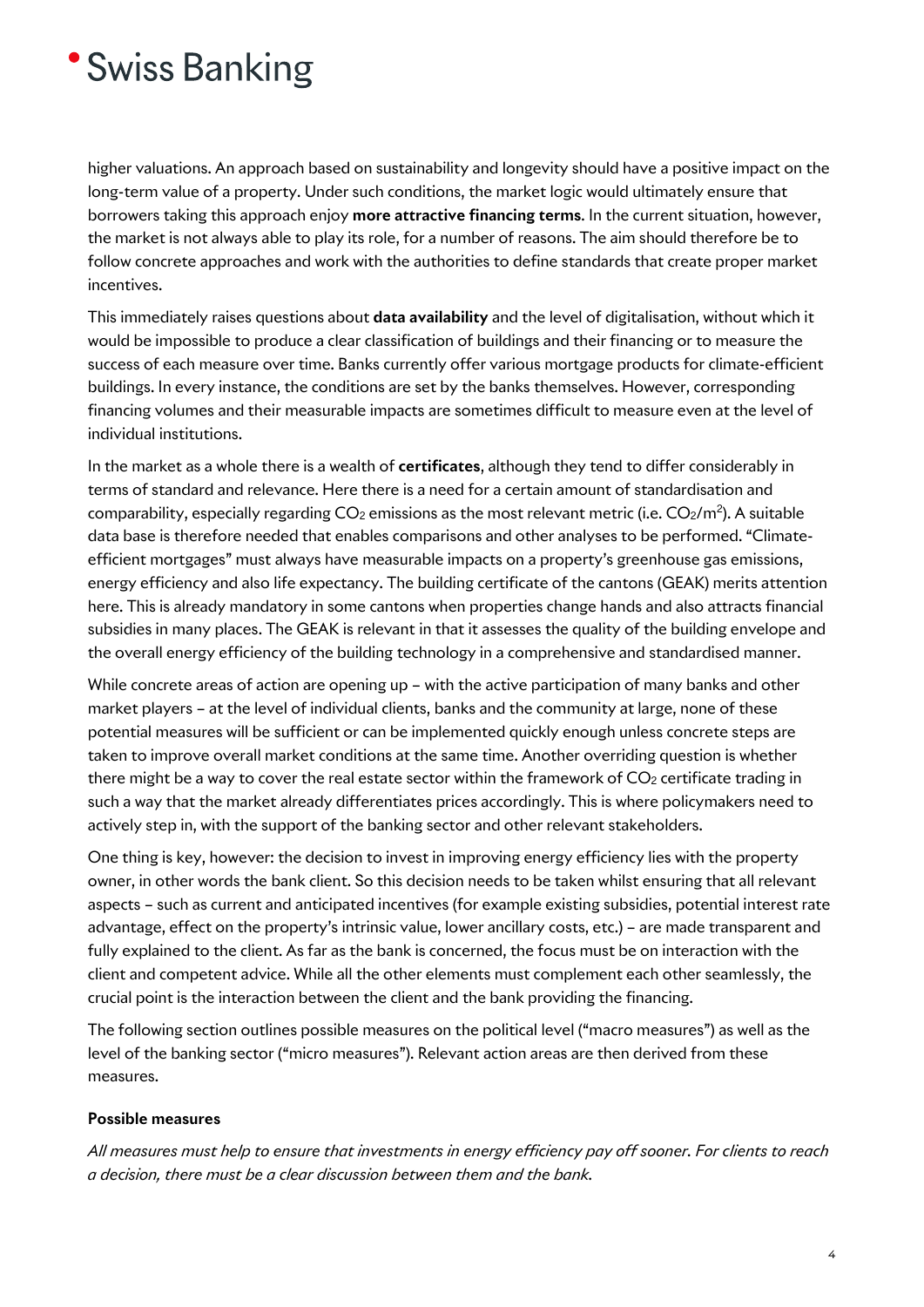higher valuations. An approach based on sustainability and longevity should have a positive impact on the long-term value of a property. Under such conditions, the market logic would ultimately ensure that borrowers taking this approach enjoy **more attractive financing terms**. In the current situation, however, the market is not always able to play its role, for a number of reasons. The aim should therefore be to follow concrete approaches and work with the authorities to define standards that create proper market incentives.

This immediately raises questions about **data availability** and the level of digitalisation, without which it would be impossible to produce a clear classification of buildings and their financing or to measure the success of each measure over time. Banks currently offer various mortgage products for climate-efficient buildings. In every instance, the conditions are set by the banks themselves. However, corresponding financing volumes and their measurable impacts are sometimes difficult to measure even at the level of individual institutions.

In the market as a whole there is a wealth of **certificates**, although they tend to differ considerably in terms of standard and relevance. Here there is a need for a certain amount of standardisation and comparability, especially regarding $CO_2$ emissions as the most relevant metric (i.e. $CO_2/m^2$). A suitable data base is therefore needed that enables comparisons and other analyses to be performed. "Climate-efficient mortgages" must always have measurable impacts on a property's greenhouse gas emissions, energy efficiency and also life expectancy. The building certificate of the cantons (GEAK) merits attention here. This is already mandatory in some cantons when properties change hands and also attracts financial subsidies in many places. The GEAK is relevant in that it assesses the quality of the building envelope and the overall energy efficiency of the building technology in a comprehensive and standardised manner.

While concrete areas of action are opening up – with the active participation of many banks and other market players – at the level of individual clients, banks and the community at large, none of these potential measures will be sufficient or can be implemented quickly enough unless concrete steps are taken to improve overall market conditions at the same time. Another overriding question is whether there might be a way to cover the real estate sector within the framework of $CO_2$ certificate trading in such a way that the market already differentiates prices accordingly. This is where policymakers need to actively step in, with the support of the banking sector and other relevant stakeholders.

One thing is key, however: the decision to invest in improving energy efficiency lies with the property owner, in other words the bank client. So this decision needs to be taken whilst ensuring that all relevant aspects – such as current and anticipated incentives (for example existing subsidies, potential interest rate advantage, effect on the property's intrinsic value, lower ancillary costs, etc.) – are made transparent and fully explained to the client. As far as the bank is concerned, the focus must be on interaction with the client and competent advice. While all the other elements must complement each other seamlessly, the crucial point is the interaction between the client and the bank providing the financing.

The following section outlines possible measures on the political level ("macro measures") as well as the level of the banking sector ("micro measures"). Relevant action areas are then derived from these measures.

**Possible measures**

*All measures must help to ensure that investments in energy efficiency pay off sooner. For clients to reach a decision, there must be a clear discussion between them and the bank.*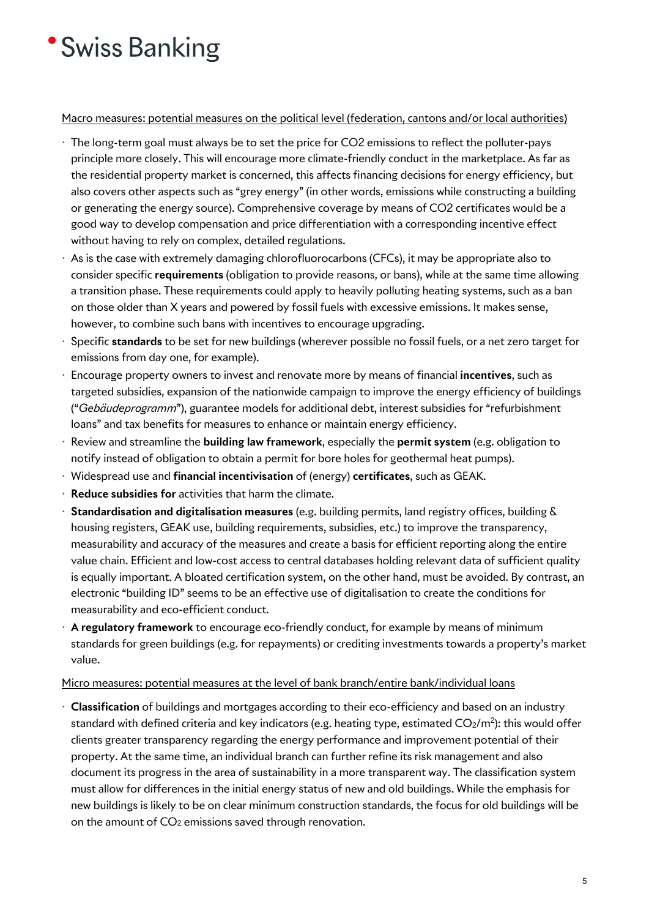Macro measures: potential measures on the political level (federation, cantons and/or local authorities)

- The long-term goal must always be to set the price for CO2 emissions to reflect the polluter-pays principle more closely. This will encourage more climate-friendly conduct in the marketplace. As far as the residential property market is concerned, this affects financing decisions for energy efficiency, but also covers other aspects such as "grey energy" (in other words, emissions while constructing a building or generating the energy source). Comprehensive coverage by means of CO2 certificates would be a good way to develop compensation and price differentiation with a corresponding incentive effect without having to rely on complex, detailed regulations.
- As is the case with extremely damaging chlorofluorocarbons (CFCs), it may be appropriate also to consider specific **requirements** (obligation to provide reasons, or bans), while at the same time allowing a transition phase. These requirements could apply to heavily polluting heating systems, such as a ban on those older than X years and powered by fossil fuels with excessive emissions. It makes sense, however, to combine such bans with incentives to encourage upgrading.
- Specific **standards** to be set for new buildings (wherever possible no fossil fuels, or a net zero target for emissions from day one, for example).
- Encourage property owners to invest and renovate more by means of financial **incentives**, such as targeted subsidies, expansion of the nationwide campaign to improve the energy efficiency of buildings ("*Gebäudeprogramm*"), guarantee models for additional debt, interest subsidies for "refurbishment loans" and tax benefits for measures to enhance or maintain energy efficiency.
- Review and streamline the **building law framework**, especially the **permit system** (e.g. obligation to notify instead of obligation to obtain a permit for bore holes for geothermal heat pumps).
- Widespread use and **financial incentivisation** of (energy) **certificates**, such as GEAK.
- **Reduce subsidies for** activities that harm the climate.
- **Standardisation and digitalisation measures** (e.g. building permits, land registry offices, building & housing registers, GEAK use, building requirements, subsidies, etc.) to improve the transparency, measurability and accuracy of the measures and create a basis for efficient reporting along the entire value chain. Efficient and low-cost access to central databases holding relevant data of sufficient quality is equally important. A bloated certification system, on the other hand, must be avoided. By contrast, an electronic "building ID" seems to be an effective use of digitalisation to create the conditions for measurability and eco-efficient conduct.
- **A regulatory framework** to encourage eco-friendly conduct, for example by means of minimum standards for green buildings (e.g. for repayments) or crediting investments towards a property's market value.

Micro measures: potential measures at the level of bank branch/entire bank/individual loans

- **Classification** of buildings and mortgages according to their eco-efficiency and based on an industry standard with defined criteria and key indicators (e.g. heating type, estimated $CO_2/m^2$): this would offer clients greater transparency regarding the energy performance and improvement potential of their property. At the same time, an individual branch can further refine its risk management and also document its progress in the area of sustainability in a more transparent way. The classification system must allow for differences in the initial energy status of new and old buildings. While the emphasis for new buildings is likely to be on clear minimum construction standards, the focus for old buildings will be on the amount of $CO_2$ emissions saved through renovation.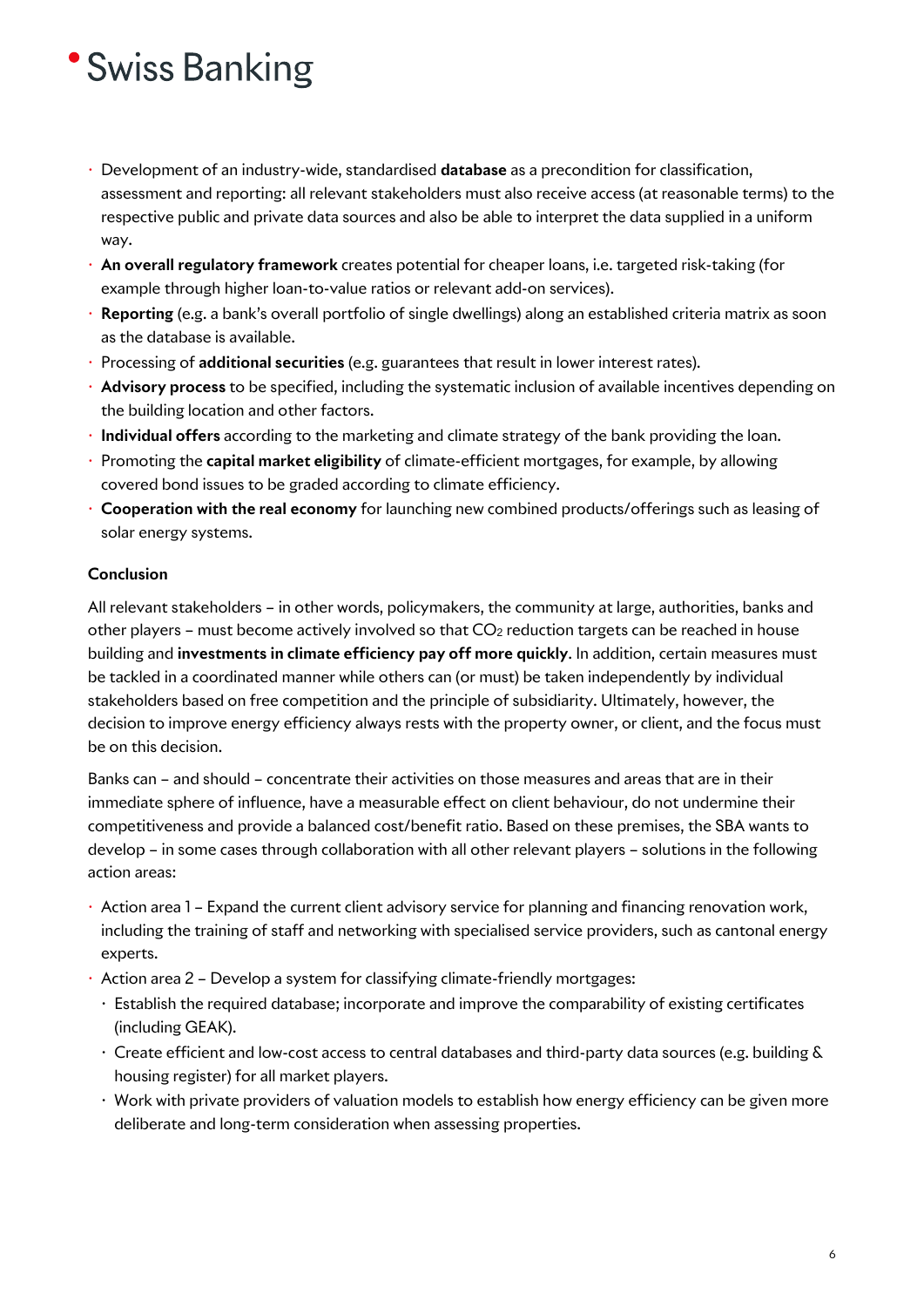- Development of an industry-wide, standardised **database** as a precondition for classification, assessment and reporting: all relevant stakeholders must also receive access (at reasonable terms) to the respective public and private data sources and also be able to interpret the data supplied in a uniform way.
- **An overall regulatory framework** creates potential for cheaper loans, i.e. targeted risk-taking (for example through higher loan-to-value ratios or relevant add-on services).
- **Reporting** (e.g. a bank's overall portfolio of single dwellings) along an established criteria matrix as soon as the database is available.
- Processing of **additional securities** (e.g. guarantees that result in lower interest rates).
- **Advisory process** to be specified, including the systematic inclusion of available incentives depending on the building location and other factors.
- **Individual offers** according to the marketing and climate strategy of the bank providing the loan.
- Promoting the **capital market eligibility** of climate-efficient mortgages, for example, by allowing covered bond issues to be graded according to climate efficiency.
- **Cooperation with the real economy** for launching new combined products/offerings such as leasing of solar energy systems.

**Conclusion**

All relevant stakeholders – in other words, policymakers, the community at large, authorities, banks and other players – must become actively involved so that $CO_2$ reduction targets can be reached in house building and **investments in climate efficiency pay off more quickly**. In addition, certain measures must be tackled in a coordinated manner while others can (or must) be taken independently by individual stakeholders based on free competition and the principle of subsidiarity. Ultimately, however, the decision to improve energy efficiency always rests with the property owner, or client, and the focus must be on this decision.

Banks can – and should – concentrate their activities on those measures and areas that are in their immediate sphere of influence, have a measurable effect on client behaviour, do not undermine their competitiveness and provide a balanced cost/benefit ratio. Based on these premises, the SBA wants to develop – in some cases through collaboration with all other relevant players – solutions in the following action areas:

- Action area 1 – Expand the current client advisory service for planning and financing renovation work, including the training of staff and networking with specialised service providers, such as cantonal energy experts.
- Action area 2 – Develop a system for classifying climate-friendly mortgages:
  - Establish the required database; incorporate and improve the comparability of existing certificates (including GEAK).
  - Create efficient and low-cost access to central databases and third-party data sources (e.g. building & housing register) for all market players.
  - Work with private providers of valuation models to establish how energy efficiency can be given more deliberate and long-term consideration when assessing properties.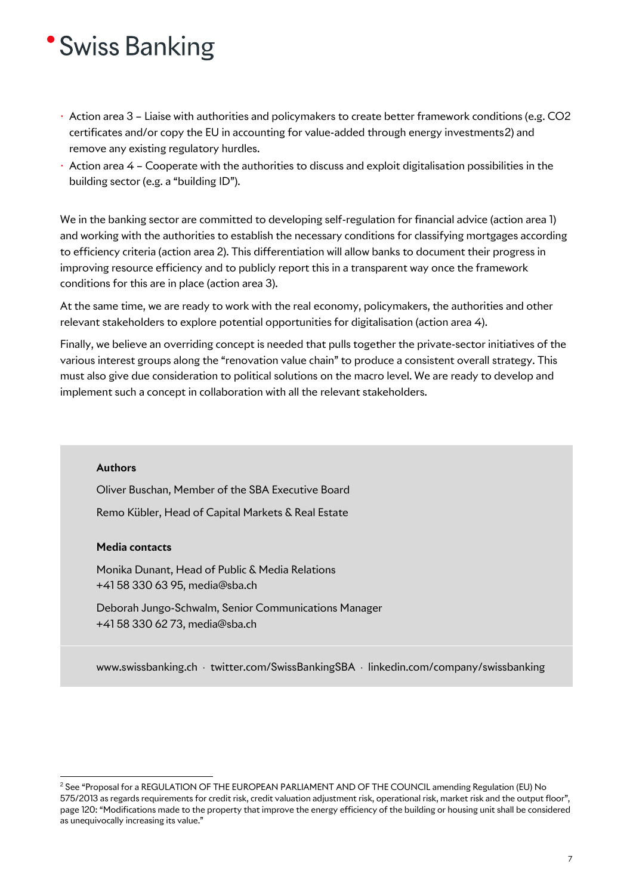- Action area 3 – Liaise with authorities and policymakers to create better framework conditions (e.g. $CO_2$ certificates and/or copy the EU in accounting for value-added through energy investments[2]) and remove any existing regulatory hurdles.
- Action area 4 – Cooperate with the authorities to discuss and exploit digitalisation possibilities in the building sector (e.g. a "building ID").

We in the banking sector are committed to developing self-regulation for financial advice (action area 1) and working with the authorities to establish the necessary conditions for classifying mortgages according to efficiency criteria (action area 2). This differentiation will allow banks to document their progress in improving resource efficiency and to publicly report this in a transparent way once the framework conditions for this are in place (action area 3).

At the same time, we are ready to work with the real economy, policymakers, the authorities and other relevant stakeholders to explore potential opportunities for digitalisation (action area 4).

Finally, we believe an overriding concept is needed that pulls together the private-sector initiatives of the various interest groups along the "renovation value chain" to produce a consistent overall strategy. This must also give due consideration to political solutions on the macro level. We are ready to develop and implement such a concept in collaboration with all the relevant stakeholders.

**Authors**

Oliver Buschan, Member of the SBA Executive Board

Remo Kübler, Head of Capital Markets & Real Estate

**Media contacts**

Monika Dunant, Head of Public & Media Relations
+41 58 330 63 95, media@sba.ch

Deborah Jungo-Schwalm, Senior Communications Manager
+41 58 330 62 73, media@sba.ch

www.swissbanking.ch · twitter.com/SwissBankingSBA · linkedin.com/company/swissbanking

[2] See "Proposal for a REGULATION OF THE EUROPEAN PARLIAMENT AND OF THE COUNCIL amending Regulation (EU) No 575/2013 as regards requirements for credit risk, credit valuation adjustment risk, operational risk, market risk and the output floor", page 120: "Modifications made to the property that improve the energy efficiency of the building or housing unit shall be considered as unequivocally increasing its value."